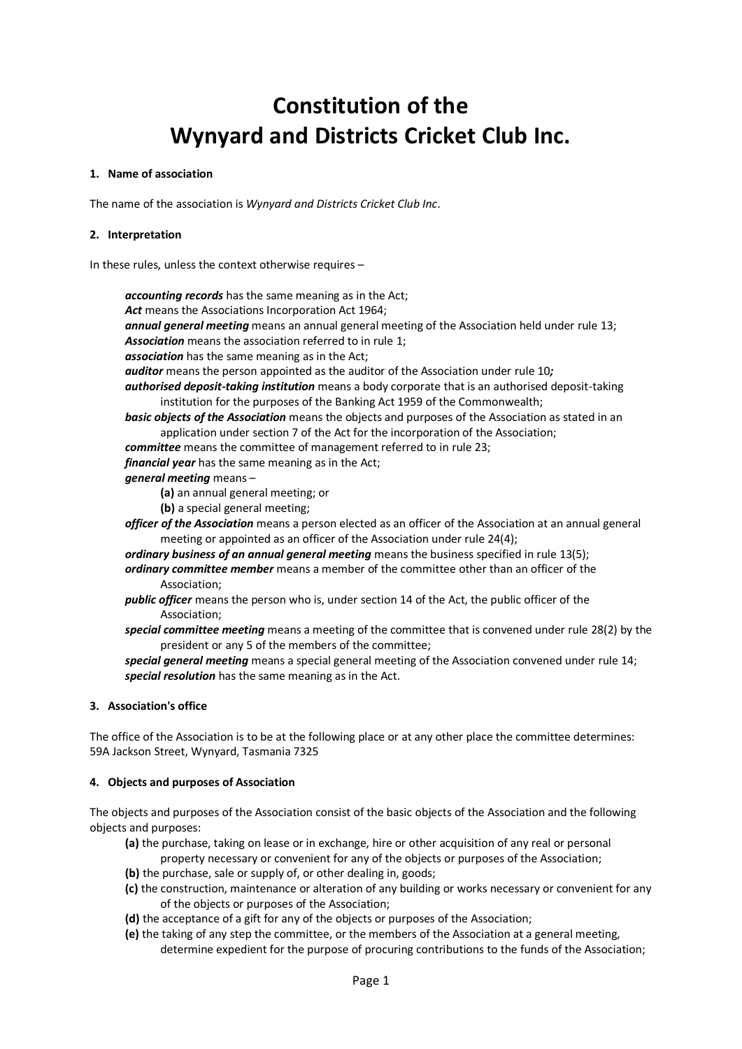# Constitution of the Wynyard and Districts Cricket Club Inc.

### 1. Name of association

The name of the association is *Wynyard and Districts Cricket Club Inc*.

### 2. Interpretation

In these rules, unless the context otherwise requires –

***accounting records*** has the same meaning as in the Act;
***Act*** means the Associations Incorporation Act 1964;
***annual general meeting*** means an annual general meeting of the Association held under rule 13;
***Association*** means the association referred to in rule 1;
***association*** has the same meaning as in the Act;
***auditor*** means the person appointed as the auditor of the Association under rule 10***;***
***authorised deposit-taking institution*** means a body corporate that is an authorised deposit-taking institution for the purposes of the Banking Act 1959 of the Commonwealth;
***basic objects of the Association*** means the objects and purposes of the Association as stated in an application under section 7 of the Act for the incorporation of the Association;
***committee*** means the committee of management referred to in rule 23;
***financial year*** has the same meaning as in the Act;
***general meeting*** means –

- **(a)** an annual general meeting; or
- **(b)** a special general meeting;

***officer of the Association*** means a person elected as an officer of the Association at an annual general meeting or appointed as an officer of the Association under rule 24(4);
***ordinary business of an annual general meeting*** means the business specified in rule 13(5);
***ordinary committee member*** means a member of the committee other than an officer of the Association;
***public officer*** means the person who is, under section 14 of the Act, the public officer of the Association;
***special committee meeting*** means a meeting of the committee that is convened under rule 28(2) by the president or any 5 of the members of the committee;
***special general meeting*** means a special general meeting of the Association convened under rule 14;
***special resolution*** has the same meaning as in the Act.

### 3. Association's office

The office of the Association is to be at the following place or at any other place the committee determines: 59A Jackson Street, Wynyard, Tasmania 7325

### 4. Objects and purposes of Association

The objects and purposes of the Association consist of the basic objects of the Association and the following objects and purposes:

- **(a)** the purchase, taking on lease or in exchange, hire or other acquisition of any real or personal property necessary or convenient for any of the objects or purposes of the Association;
- **(b)** the purchase, sale or supply of, or other dealing in, goods;
- **(c)** the construction, maintenance or alteration of any building or works necessary or convenient for any of the objects or purposes of the Association;
- **(d)** the acceptance of a gift for any of the objects or purposes of the Association;
- **(e)** the taking of any step the committee, or the members of the Association at a general meeting, determine expedient for the purpose of procuring contributions to the funds of the Association;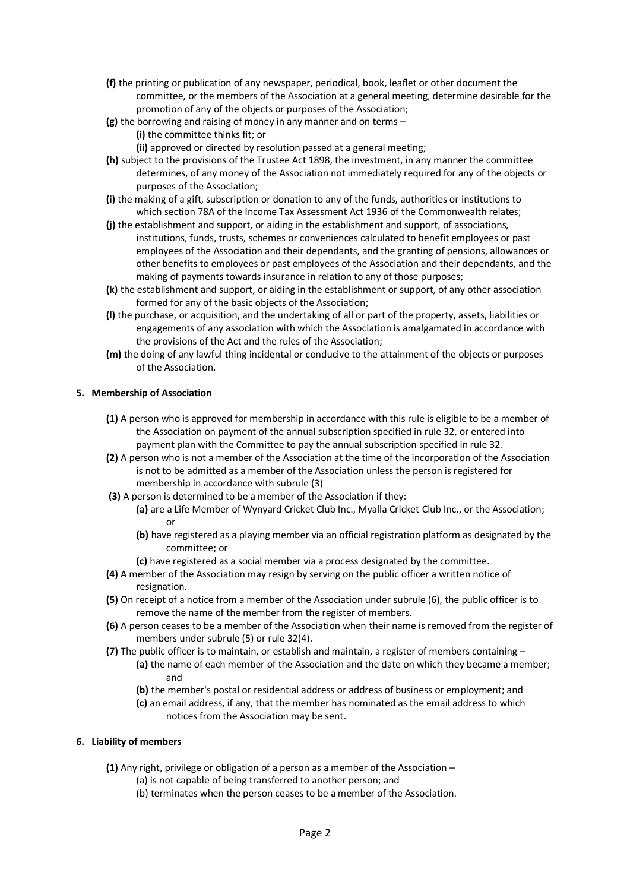**(f)** the printing or publication of any newspaper, periodical, book, leaflet or other document the committee, or the members of the Association at a general meeting, determine desirable for the promotion of any of the objects or purposes of the Association;

**(g)** the borrowing and raising of money in any manner and on terms –

- **(i)** the committee thinks fit; or
- **(ii)** approved or directed by resolution passed at a general meeting;

**(h)** subject to the provisions of the Trustee Act 1898, the investment, in any manner the committee determines, of any money of the Association not immediately required for any of the objects or purposes of the Association;

**(i)** the making of a gift, subscription or donation to any of the funds, authorities or institutions to which section 78A of the Income Tax Assessment Act 1936 of the Commonwealth relates;

**(j)** the establishment and support, or aiding in the establishment and support, of associations, institutions, funds, trusts, schemes or conveniences calculated to benefit employees or past employees of the Association and their dependants, and the granting of pensions, allowances or other benefits to employees or past employees of the Association and their dependants, and the making of payments towards insurance in relation to any of those purposes;

**(k)** the establishment and support, or aiding in the establishment or support, of any other association formed for any of the basic objects of the Association;

**(l)** the purchase, or acquisition, and the undertaking of all or part of the property, assets, liabilities or engagements of any association with which the Association is amalgamated in accordance with the provisions of the Act and the rules of the Association;

**(m)** the doing of any lawful thing incidental or conducive to the attainment of the objects or purposes of the Association.

**5. Membership of Association**

**(1)** A person who is approved for membership in accordance with this rule is eligible to be a member of the Association on payment of the annual subscription specified in rule 32, or entered into payment plan with the Committee to pay the annual subscription specified in rule 32.

**(2)** A person who is not a member of the Association at the time of the incorporation of the Association is not to be admitted as a member of the Association unless the person is registered for membership in accordance with subrule (3)

**(3)** A person is determined to be a member of the Association if they:

- **(a)** are a Life Member of Wynyard Cricket Club Inc., Myalla Cricket Club Inc., or the Association; or
- **(b)** have registered as a playing member via an official registration platform as designated by the committee; or
- **(c)** have registered as a social member via a process designated by the committee.

**(4)** A member of the Association may resign by serving on the public officer a written notice of resignation.

**(5)** On receipt of a notice from a member of the Association under subrule (6), the public officer is to remove the name of the member from the register of members.

**(6)** A person ceases to be a member of the Association when their name is removed from the register of members under subrule (5) or rule 32(4).

**(7)** The public officer is to maintain, or establish and maintain, a register of members containing –

- **(a)** the name of each member of the Association and the date on which they became a member; and
- **(b)** the member's postal or residential address or address of business or employment; and
- **(c)** an email address, if any, that the member has nominated as the email address to which notices from the Association may be sent.

**6. Liability of members**

**(1)** Any right, privilege or obligation of a person as a member of the Association –

- (a) is not capable of being transferred to another person; and
- (b) terminates when the person ceases to be a member of the Association.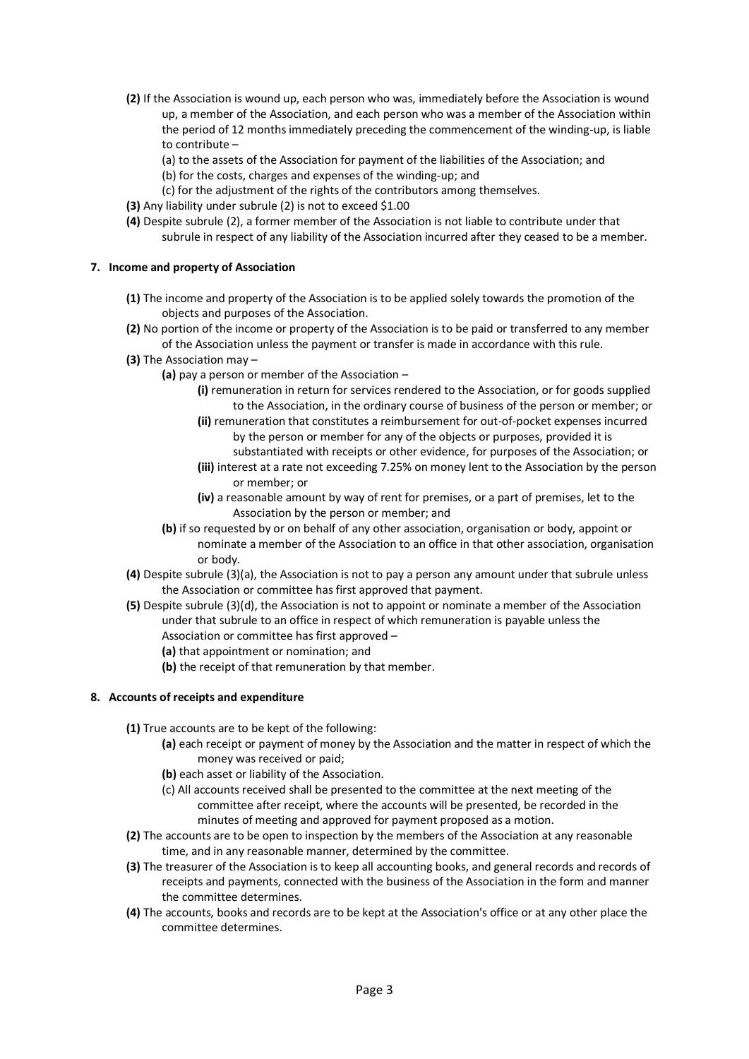**(2)** If the Association is wound up, each person who was, immediately before the Association is wound up, a member of the Association, and each person who was a member of the Association within the period of 12 months immediately preceding the commencement of the winding-up, is liable to contribute –

(a) to the assets of the Association for payment of the liabilities of the Association; and

(b) for the costs, charges and expenses of the winding-up; and

(c) for the adjustment of the rights of the contributors among themselves.

**(3)** Any liability under subrule (2) is not to exceed $1.00

**(4)** Despite subrule (2), a former member of the Association is not liable to contribute under that subrule in respect of any liability of the Association incurred after they ceased to be a member.

## 7. Income and property of Association

**(1)** The income and property of the Association is to be applied solely towards the promotion of the objects and purposes of the Association.

**(2)** No portion of the income or property of the Association is to be paid or transferred to any member of the Association unless the payment or transfer is made in accordance with this rule.

**(3)** The Association may –

**(a)** pay a person or member of the Association –

**(i)** remuneration in return for services rendered to the Association, or for goods supplied to the Association, in the ordinary course of business of the person or member; or

**(ii)** remuneration that constitutes a reimbursement for out-of-pocket expenses incurred by the person or member for any of the objects or purposes, provided it is substantiated with receipts or other evidence, for purposes of the Association; or

**(iii)** interest at a rate not exceeding 7.25% on money lent to the Association by the person or member; or

**(iv)** a reasonable amount by way of rent for premises, or a part of premises, let to the Association by the person or member; and

**(b)** if so requested by or on behalf of any other association, organisation or body, appoint or nominate a member of the Association to an office in that other association, organisation or body.

**(4)** Despite subrule (3)(a), the Association is not to pay a person any amount under that subrule unless the Association or committee has first approved that payment.

**(5)** Despite subrule (3)(d), the Association is not to appoint or nominate a member of the Association under that subrule to an office in respect of which remuneration is payable unless the Association or committee has first approved –

**(a)** that appointment or nomination; and

**(b)** the receipt of that remuneration by that member.

## 8. Accounts of receipts and expenditure

**(1)** True accounts are to be kept of the following:

**(a)** each receipt or payment of money by the Association and the matter in respect of which the money was received or paid;

**(b)** each asset or liability of the Association.

(c) All accounts received shall be presented to the committee at the next meeting of the committee after receipt, where the accounts will be presented, be recorded in the minutes of meeting and approved for payment proposed as a motion.

**(2)** The accounts are to be open to inspection by the members of the Association at any reasonable time, and in any reasonable manner, determined by the committee.

**(3)** The treasurer of the Association is to keep all accounting books, and general records and records of receipts and payments, connected with the business of the Association in the form and manner the committee determines.

**(4)** The accounts, books and records are to be kept at the Association's office or at any other place the committee determines.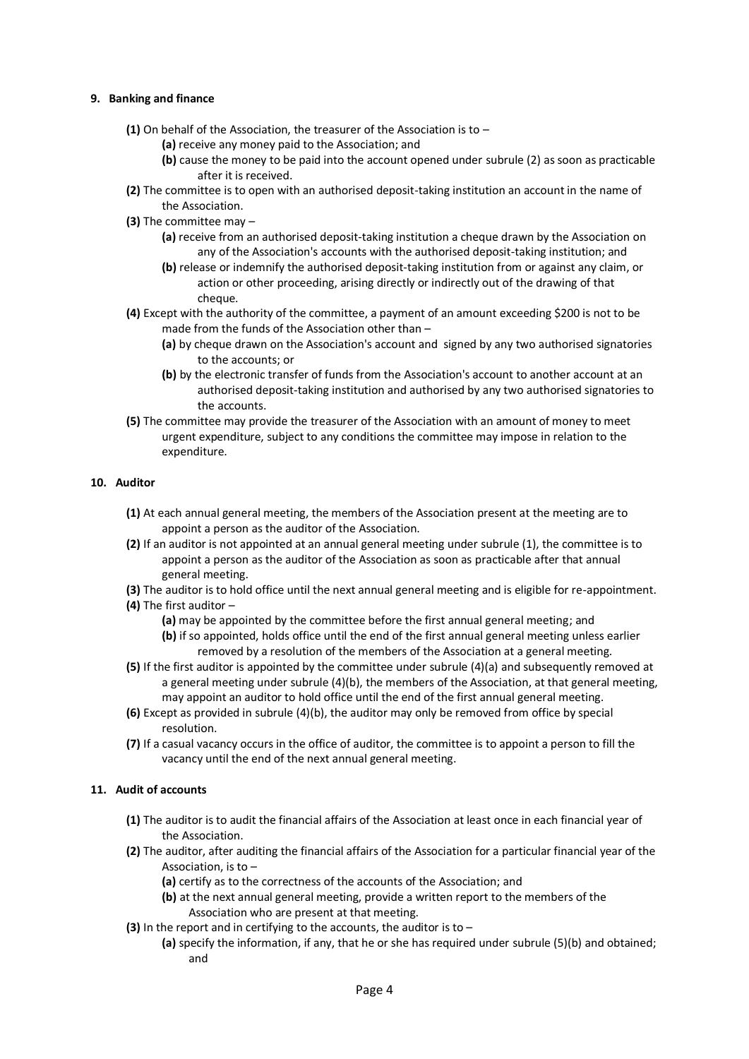#### 9. Banking and finance

**(1)** On behalf of the Association, the treasurer of the Association is to –

**(a)** receive any money paid to the Association; and

**(b)** cause the money to be paid into the account opened under subrule (2) as soon as practicable after it is received.

**(2)** The committee is to open with an authorised deposit-taking institution an account in the name of the Association.

**(3)** The committee may –

**(a)** receive from an authorised deposit-taking institution a cheque drawn by the Association on any of the Association's accounts with the authorised deposit-taking institution; and

**(b)** release or indemnify the authorised deposit-taking institution from or against any claim, or action or other proceeding, arising directly or indirectly out of the drawing of that cheque.

**(4)** Except with the authority of the committee, a payment of an amount exceeding $200 is not to be made from the funds of the Association other than –

**(a)** by cheque drawn on the Association's account and signed by any two authorised signatories to the accounts; or

**(b)** by the electronic transfer of funds from the Association's account to another account at an authorised deposit-taking institution and authorised by any two authorised signatories to the accounts.

**(5)** The committee may provide the treasurer of the Association with an amount of money to meet urgent expenditure, subject to any conditions the committee may impose in relation to the expenditure.

#### 10. Auditor

**(1)** At each annual general meeting, the members of the Association present at the meeting are to appoint a person as the auditor of the Association.

**(2)** If an auditor is not appointed at an annual general meeting under subrule (1), the committee is to appoint a person as the auditor of the Association as soon as practicable after that annual general meeting.

**(3)** The auditor is to hold office until the next annual general meeting and is eligible for re-appointment.

**(4)** The first auditor –

**(a)** may be appointed by the committee before the first annual general meeting; and

**(b)** if so appointed, holds office until the end of the first annual general meeting unless earlier removed by a resolution of the members of the Association at a general meeting.

**(5)** If the first auditor is appointed by the committee under subrule (4)(a) and subsequently removed at a general meeting under subrule (4)(b), the members of the Association, at that general meeting, may appoint an auditor to hold office until the end of the first annual general meeting.

**(6)** Except as provided in subrule (4)(b), the auditor may only be removed from office by special resolution.

**(7)** If a casual vacancy occurs in the office of auditor, the committee is to appoint a person to fill the vacancy until the end of the next annual general meeting.

#### 11. Audit of accounts

**(1)** The auditor is to audit the financial affairs of the Association at least once in each financial year of the Association.

**(2)** The auditor, after auditing the financial affairs of the Association for a particular financial year of the Association, is to –

**(a)** certify as to the correctness of the accounts of the Association; and

**(b)** at the next annual general meeting, provide a written report to the members of the Association who are present at that meeting.

**(3)** In the report and in certifying to the accounts, the auditor is to –

**(a)** specify the information, if any, that he or she has required under subrule (5)(b) and obtained; and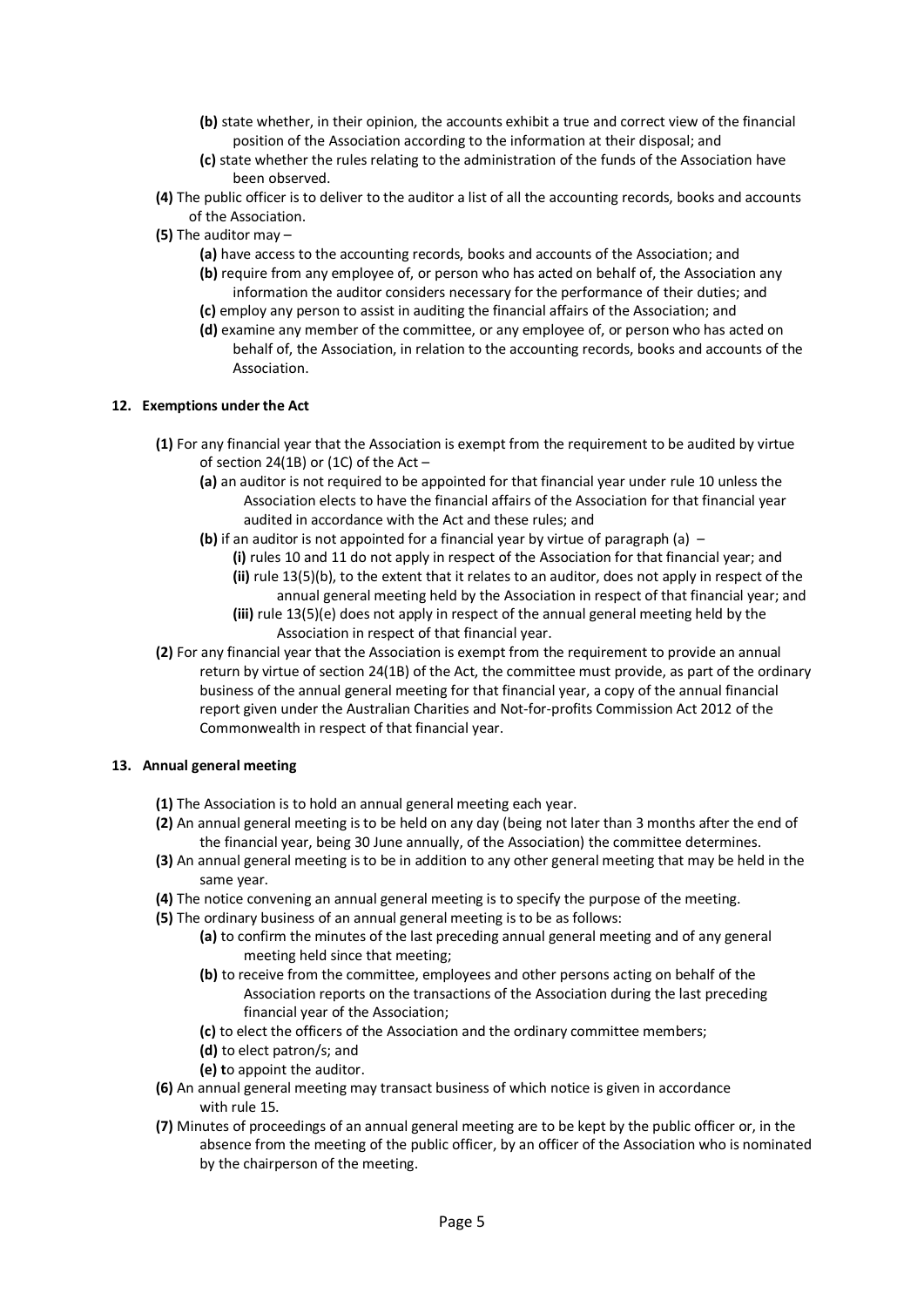**(b)** state whether, in their opinion, the accounts exhibit a true and correct view of the financial position of the Association according to the information at their disposal; and

**(c)** state whether the rules relating to the administration of the funds of the Association have been observed.

**(4)** The public officer is to deliver to the auditor a list of all the accounting records, books and accounts of the Association.

**(5)** The auditor may –

**(a)** have access to the accounting records, books and accounts of the Association; and

**(b)** require from any employee of, or person who has acted on behalf of, the Association any information the auditor considers necessary for the performance of their duties; and

**(c)** employ any person to assist in auditing the financial affairs of the Association; and

**(d)** examine any member of the committee, or any employee of, or person who has acted on behalf of, the Association, in relation to the accounting records, books and accounts of the Association.

**12. Exemptions under the Act**

**(1)** For any financial year that the Association is exempt from the requirement to be audited by virtue of section 24(1B) or (1C) of the Act –

**(a)** an auditor is not required to be appointed for that financial year under rule 10 unless the Association elects to have the financial affairs of the Association for that financial year audited in accordance with the Act and these rules; and

**(b)** if an auditor is not appointed for a financial year by virtue of paragraph (a) –

**(i)** rules 10 and 11 do not apply in respect of the Association for that financial year; and

**(ii)** rule 13(5)(b), to the extent that it relates to an auditor, does not apply in respect of the annual general meeting held by the Association in respect of that financial year; and

**(iii)** rule 13(5)(e) does not apply in respect of the annual general meeting held by the Association in respect of that financial year.

**(2)** For any financial year that the Association is exempt from the requirement to provide an annual return by virtue of section 24(1B) of the Act, the committee must provide, as part of the ordinary business of the annual general meeting for that financial year, a copy of the annual financial report given under the Australian Charities and Not-for-profits Commission Act 2012 of the Commonwealth in respect of that financial year.

**13. Annual general meeting**

**(1)** The Association is to hold an annual general meeting each year.

**(2)** An annual general meeting is to be held on any day (being not later than 3 months after the end of the financial year, being 30 June annually, of the Association) the committee determines.

**(3)** An annual general meeting is to be in addition to any other general meeting that may be held in the same year.

**(4)** The notice convening an annual general meeting is to specify the purpose of the meeting.

**(5)** The ordinary business of an annual general meeting is to be as follows:

**(a)** to confirm the minutes of the last preceding annual general meeting and of any general meeting held since that meeting;

**(b)** to receive from the committee, employees and other persons acting on behalf of the Association reports on the transactions of the Association during the last preceding financial year of the Association;

**(c)** to elect the officers of the Association and the ordinary committee members;

**(d)** to elect patron/s; and

**(e) t**o appoint the auditor.

**(6)** An annual general meeting may transact business of which notice is given in accordance with rule 15.

**(7)** Minutes of proceedings of an annual general meeting are to be kept by the public officer or, in the absence from the meeting of the public officer, by an officer of the Association who is nominated by the chairperson of the meeting.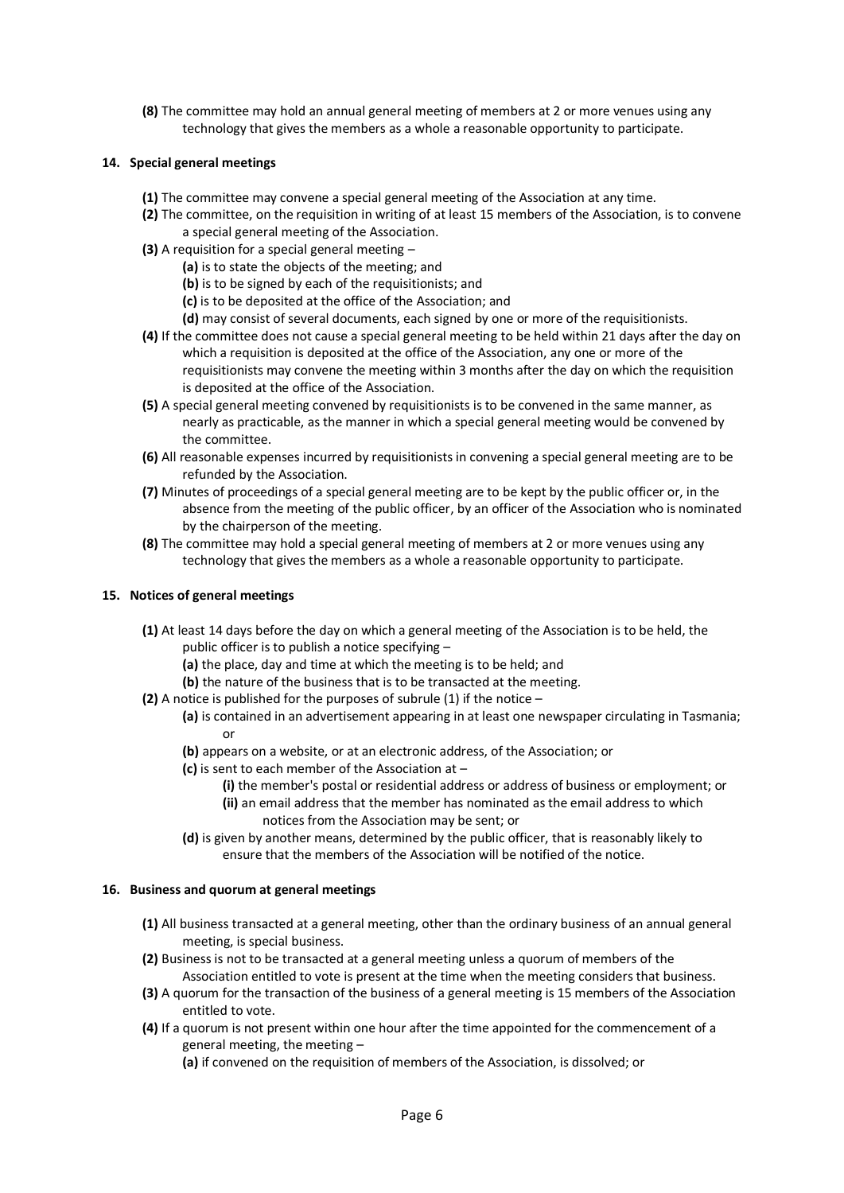**(8)** The committee may hold an annual general meeting of members at 2 or more venues using any technology that gives the members as a whole a reasonable opportunity to participate.

**14. Special general meetings**

**(1)** The committee may convene a special general meeting of the Association at any time.

**(2)** The committee, on the requisition in writing of at least 15 members of the Association, is to convene a special general meeting of the Association.

**(3)** A requisition for a special general meeting –

- **(a)** is to state the objects of the meeting; and
- **(b)** is to be signed by each of the requisitionists; and
- **(c)** is to be deposited at the office of the Association; and
- **(d)** may consist of several documents, each signed by one or more of the requisitionists.

**(4)** If the committee does not cause a special general meeting to be held within 21 days after the day on which a requisition is deposited at the office of the Association, any one or more of the requisitionists may convene the meeting within 3 months after the day on which the requisition is deposited at the office of the Association.

**(5)** A special general meeting convened by requisitionists is to be convened in the same manner, as nearly as practicable, as the manner in which a special general meeting would be convened by the committee.

**(6)** All reasonable expenses incurred by requisitionists in convening a special general meeting are to be refunded by the Association.

**(7)** Minutes of proceedings of a special general meeting are to be kept by the public officer or, in the absence from the meeting of the public officer, by an officer of the Association who is nominated by the chairperson of the meeting.

**(8)** The committee may hold a special general meeting of members at 2 or more venues using any technology that gives the members as a whole a reasonable opportunity to participate.

**15. Notices of general meetings**

**(1)** At least 14 days before the day on which a general meeting of the Association is to be held, the public officer is to publish a notice specifying –

- **(a)** the place, day and time at which the meeting is to be held; and
- **(b)** the nature of the business that is to be transacted at the meeting.

**(2)** A notice is published for the purposes of subrule (1) if the notice –

- **(a)** is contained in an advertisement appearing in at least one newspaper circulating in Tasmania; or
- **(b)** appears on a website, or at an electronic address, of the Association; or
- **(c)** is sent to each member of the Association at –
  - **(i)** the member's postal or residential address or address of business or employment; or
  - **(ii)** an email address that the member has nominated as the email address to which notices from the Association may be sent; or
- **(d)** is given by another means, determined by the public officer, that is reasonably likely to ensure that the members of the Association will be notified of the notice.

**16. Business and quorum at general meetings**

**(1)** All business transacted at a general meeting, other than the ordinary business of an annual general meeting, is special business.

**(2)** Business is not to be transacted at a general meeting unless a quorum of members of the Association entitled to vote is present at the time when the meeting considers that business.

**(3)** A quorum for the transaction of the business of a general meeting is 15 members of the Association entitled to vote.

**(4)** If a quorum is not present within one hour after the time appointed for the commencement of a general meeting, the meeting –

- **(a)** if convened on the requisition of members of the Association, is dissolved; or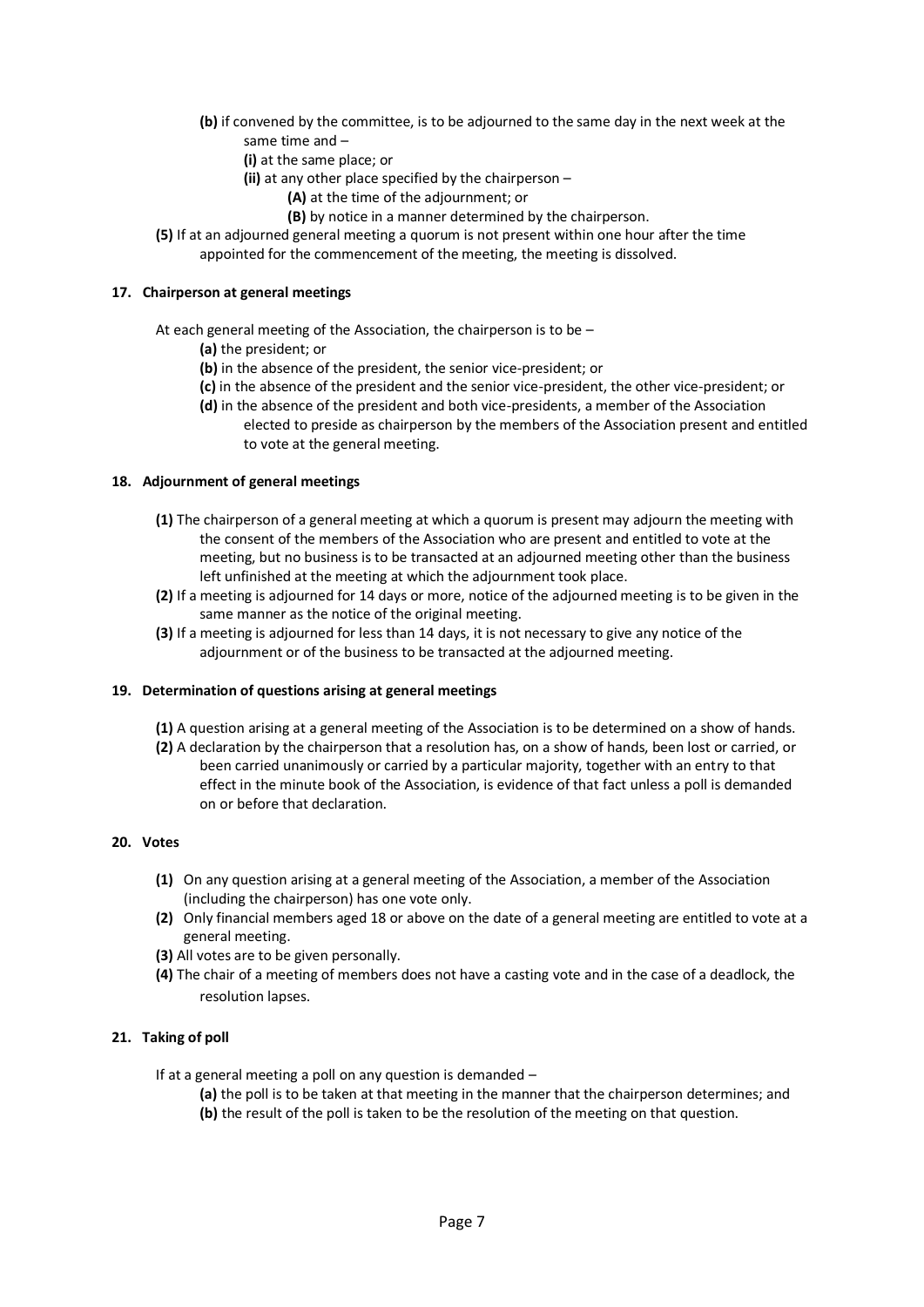**(b)** if convened by the committee, is to be adjourned to the same day in the next week at the same time and –

**(i)** at the same place; or

**(ii)** at any other place specified by the chairperson –

**(A)** at the time of the adjournment; or

**(B)** by notice in a manner determined by the chairperson.

**(5)** If at an adjourned general meeting a quorum is not present within one hour after the time appointed for the commencement of the meeting, the meeting is dissolved.

**17. Chairperson at general meetings**

At each general meeting of the Association, the chairperson is to be –

**(a)** the president; or

**(b)** in the absence of the president, the senior vice-president; or

**(c)** in the absence of the president and the senior vice-president, the other vice-president; or

**(d)** in the absence of the president and both vice-presidents, a member of the Association elected to preside as chairperson by the members of the Association present and entitled to vote at the general meeting.

**18. Adjournment of general meetings**

**(1)** The chairperson of a general meeting at which a quorum is present may adjourn the meeting with the consent of the members of the Association who are present and entitled to vote at the meeting, but no business is to be transacted at an adjourned meeting other than the business left unfinished at the meeting at which the adjournment took place.

**(2)** If a meeting is adjourned for 14 days or more, notice of the adjourned meeting is to be given in the same manner as the notice of the original meeting.

**(3)** If a meeting is adjourned for less than 14 days, it is not necessary to give any notice of the adjournment or of the business to be transacted at the adjourned meeting.

**19. Determination of questions arising at general meetings**

**(1)** A question arising at a general meeting of the Association is to be determined on a show of hands.

**(2)** A declaration by the chairperson that a resolution has, on a show of hands, been lost or carried, or been carried unanimously or carried by a particular majority, together with an entry to that effect in the minute book of the Association, is evidence of that fact unless a poll is demanded on or before that declaration.

**20. Votes**

**(1)** On any question arising at a general meeting of the Association, a member of the Association (including the chairperson) has one vote only.

**(2)** Only financial members aged 18 or above on the date of a general meeting are entitled to vote at a general meeting.

**(3)** All votes are to be given personally.

**(4)** The chair of a meeting of members does not have a casting vote and in the case of a deadlock, the resolution lapses.

**21. Taking of poll**

If at a general meeting a poll on any question is demanded –

**(a)** the poll is to be taken at that meeting in the manner that the chairperson determines; and

**(b)** the result of the poll is taken to be the resolution of the meeting on that question.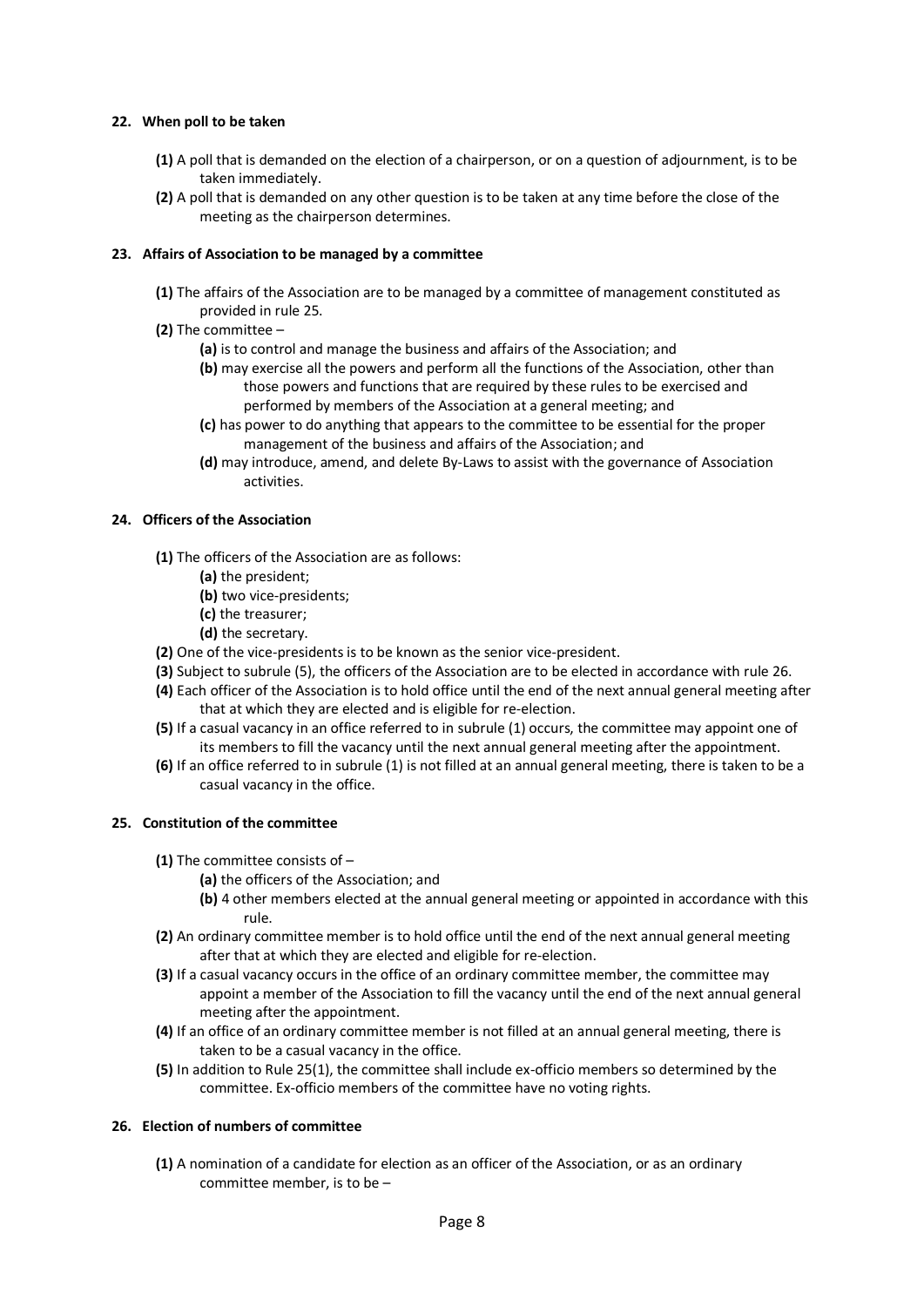**22. When poll to be taken**

- **(1)** A poll that is demanded on the election of a chairperson, or on a question of adjournment, is to be taken immediately.
- **(2)** A poll that is demanded on any other question is to be taken at any time before the close of the meeting as the chairperson determines.

**23. Affairs of Association to be managed by a committee**

- **(1)** The affairs of the Association are to be managed by a committee of management constituted as provided in rule 25.
- **(2)** The committee –
  - **(a)** is to control and manage the business and affairs of the Association; and
  - **(b)** may exercise all the powers and perform all the functions of the Association, other than those powers and functions that are required by these rules to be exercised and performed by members of the Association at a general meeting; and
  - **(c)** has power to do anything that appears to the committee to be essential for the proper management of the business and affairs of the Association; and
  - **(d)** may introduce, amend, and delete By-Laws to assist with the governance of Association activities.

**24. Officers of the Association**

- **(1)** The officers of the Association are as follows:
  - **(a)** the president;
  - **(b)** two vice-presidents;
  - **(c)** the treasurer;
  - **(d)** the secretary.
- **(2)** One of the vice-presidents is to be known as the senior vice-president.
- **(3)** Subject to subrule (5), the officers of the Association are to be elected in accordance with rule 26.
- **(4)** Each officer of the Association is to hold office until the end of the next annual general meeting after that at which they are elected and is eligible for re-election.
- **(5)** If a casual vacancy in an office referred to in subrule (1) occurs, the committee may appoint one of its members to fill the vacancy until the next annual general meeting after the appointment.
- **(6)** If an office referred to in subrule (1) is not filled at an annual general meeting, there is taken to be a casual vacancy in the office.

**25. Constitution of the committee**

- **(1)** The committee consists of –
  - **(a)** the officers of the Association; and
  - **(b)** 4 other members elected at the annual general meeting or appointed in accordance with this rule.
- **(2)** An ordinary committee member is to hold office until the end of the next annual general meeting after that at which they are elected and eligible for re-election.
- **(3)** If a casual vacancy occurs in the office of an ordinary committee member, the committee may appoint a member of the Association to fill the vacancy until the end of the next annual general meeting after the appointment.
- **(4)** If an office of an ordinary committee member is not filled at an annual general meeting, there is taken to be a casual vacancy in the office.
- **(5)** In addition to Rule 25(1), the committee shall include ex-officio members so determined by the committee. Ex-officio members of the committee have no voting rights.

**26. Election of numbers of committee**

- **(1)** A nomination of a candidate for election as an officer of the Association, or as an ordinary committee member, is to be –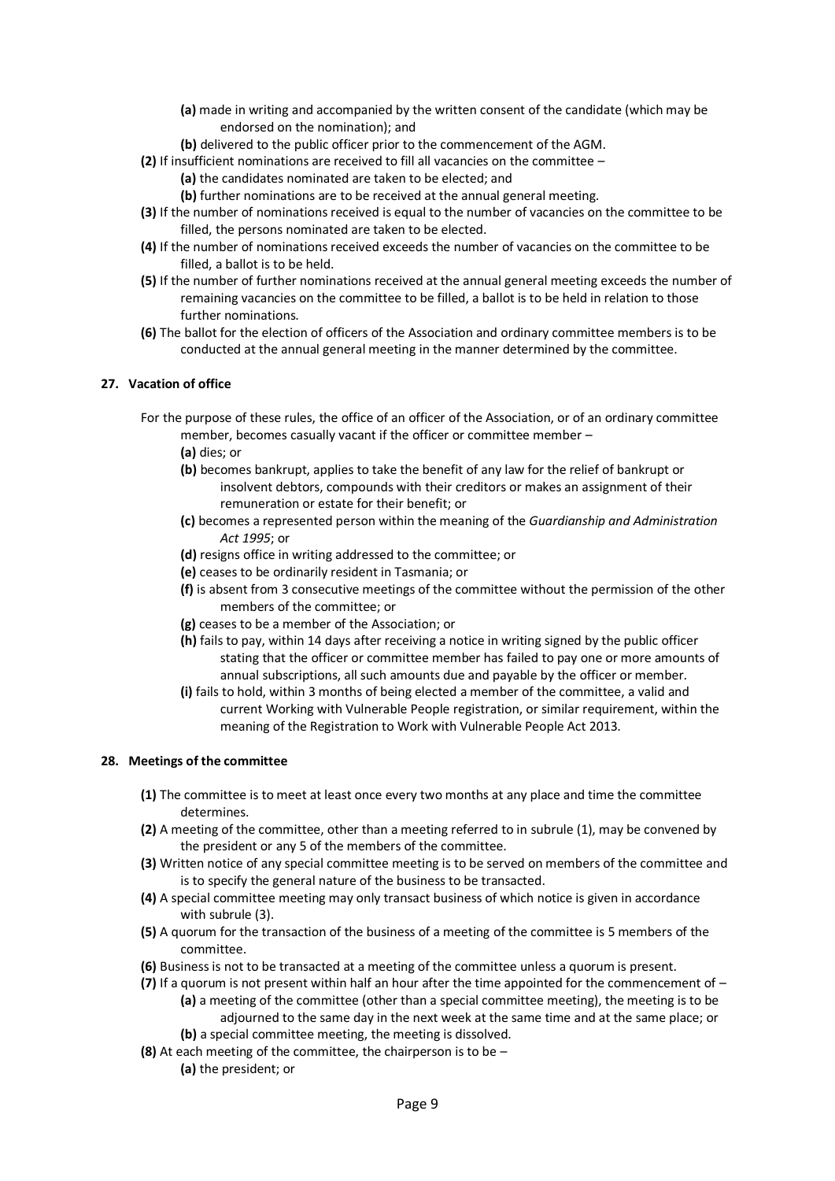**(a)** made in writing and accompanied by the written consent of the candidate (which may be endorsed on the nomination); and

**(b)** delivered to the public officer prior to the commencement of the AGM.

**(2)** If insufficient nominations are received to fill all vacancies on the committee –

**(a)** the candidates nominated are taken to be elected; and

**(b)** further nominations are to be received at the annual general meeting.

**(3)** If the number of nominations received is equal to the number of vacancies on the committee to be filled, the persons nominated are taken to be elected.

**(4)** If the number of nominations received exceeds the number of vacancies on the committee to be filled, a ballot is to be held.

**(5)** If the number of further nominations received at the annual general meeting exceeds the number of remaining vacancies on the committee to be filled, a ballot is to be held in relation to those further nominations.

**(6)** The ballot for the election of officers of the Association and ordinary committee members is to be conducted at the annual general meeting in the manner determined by the committee.

### 27. Vacation of office

For the purpose of these rules, the office of an officer of the Association, or of an ordinary committee member, becomes casually vacant if the officer or committee member –

**(a)** dies; or

**(b)** becomes bankrupt, applies to take the benefit of any law for the relief of bankrupt or insolvent debtors, compounds with their creditors or makes an assignment of their remuneration or estate for their benefit; or

**(c)** becomes a represented person within the meaning of the *Guardianship and Administration Act 1995*; or

**(d)** resigns office in writing addressed to the committee; or

**(e)** ceases to be ordinarily resident in Tasmania; or

**(f)** is absent from 3 consecutive meetings of the committee without the permission of the other members of the committee; or

**(g)** ceases to be a member of the Association; or

**(h)** fails to pay, within 14 days after receiving a notice in writing signed by the public officer stating that the officer or committee member has failed to pay one or more amounts of annual subscriptions, all such amounts due and payable by the officer or member.

**(i)** fails to hold, within 3 months of being elected a member of the committee, a valid and current Working with Vulnerable People registration, or similar requirement, within the meaning of the Registration to Work with Vulnerable People Act 2013.

### 28. Meetings of the committee

**(1)** The committee is to meet at least once every two months at any place and time the committee determines.

**(2)** A meeting of the committee, other than a meeting referred to in subrule (1), may be convened by the president or any 5 of the members of the committee.

**(3)** Written notice of any special committee meeting is to be served on members of the committee and is to specify the general nature of the business to be transacted.

**(4)** A special committee meeting may only transact business of which notice is given in accordance with subrule (3).

**(5)** A quorum for the transaction of the business of a meeting of the committee is 5 members of the committee.

**(6)** Business is not to be transacted at a meeting of the committee unless a quorum is present.

**(7)** If a quorum is not present within half an hour after the time appointed for the commencement of –

**(a)** a meeting of the committee (other than a special committee meeting), the meeting is to be adjourned to the same day in the next week at the same time and at the same place; or

**(b)** a special committee meeting, the meeting is dissolved.

**(8)** At each meeting of the committee, the chairperson is to be –

**(a)** the president; or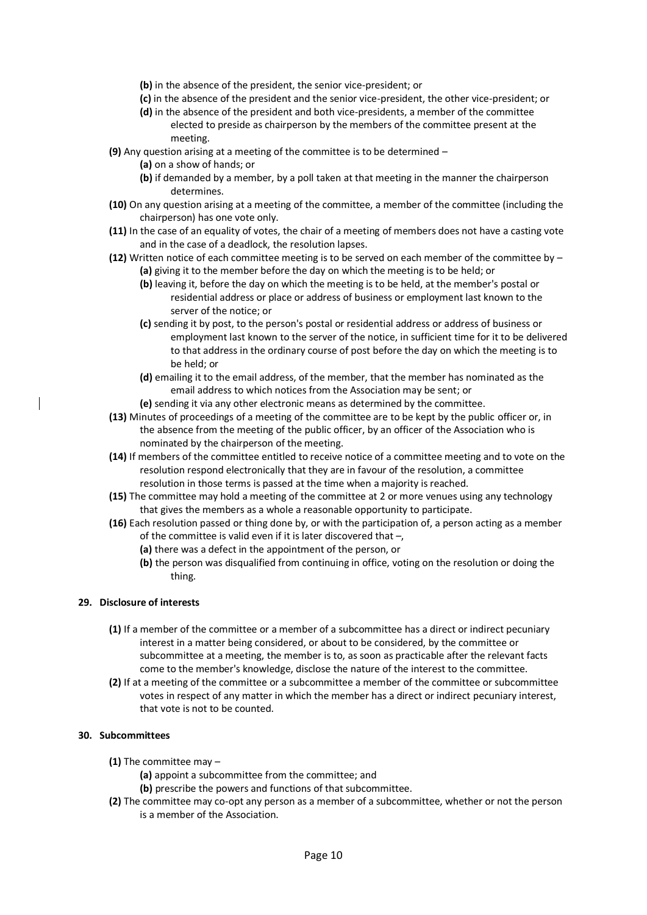**(b)** in the absence of the president, the senior vice-president; or

**(c)** in the absence of the president and the senior vice-president, the other vice-president; or

**(d)** in the absence of the president and both vice-presidents, a member of the committee elected to preside as chairperson by the members of the committee present at the meeting.

**(9)** Any question arising at a meeting of the committee is to be determined –

**(a)** on a show of hands; or

**(b)** if demanded by a member, by a poll taken at that meeting in the manner the chairperson determines.

**(10)** On any question arising at a meeting of the committee, a member of the committee (including the chairperson) has one vote only.

**(11)** In the case of an equality of votes, the chair of a meeting of members does not have a casting vote and in the case of a deadlock, the resolution lapses.

**(12)** Written notice of each committee meeting is to be served on each member of the committee by –

**(a)** giving it to the member before the day on which the meeting is to be held; or

**(b)** leaving it, before the day on which the meeting is to be held, at the member's postal or residential address or place or address of business or employment last known to the server of the notice; or

**(c)** sending it by post, to the person's postal or residential address or address of business or employment last known to the server of the notice, in sufficient time for it to be delivered to that address in the ordinary course of post before the day on which the meeting is to be held; or

**(d)** emailing it to the email address, of the member, that the member has nominated as the email address to which notices from the Association may be sent; or

**(e)** sending it via any other electronic means as determined by the committee.

**(13)** Minutes of proceedings of a meeting of the committee are to be kept by the public officer or, in the absence from the meeting of the public officer, by an officer of the Association who is nominated by the chairperson of the meeting.

**(14)** If members of the committee entitled to receive notice of a committee meeting and to vote on the resolution respond electronically that they are in favour of the resolution, a committee resolution in those terms is passed at the time when a majority is reached.

**(15)** The committee may hold a meeting of the committee at 2 or more venues using any technology that gives the members as a whole a reasonable opportunity to participate.

**(16)** Each resolution passed or thing done by, or with the participation of, a person acting as a member of the committee is valid even if it is later discovered that –,

**(a)** there was a defect in the appointment of the person, or

**(b)** the person was disqualified from continuing in office, voting on the resolution or doing the thing.

## 29. Disclosure of interests

**(1)** If a member of the committee or a member of a subcommittee has a direct or indirect pecuniary interest in a matter being considered, or about to be considered, by the committee or subcommittee at a meeting, the member is to, as soon as practicable after the relevant facts come to the member's knowledge, disclose the nature of the interest to the committee.

**(2)** If at a meeting of the committee or a subcommittee a member of the committee or subcommittee votes in respect of any matter in which the member has a direct or indirect pecuniary interest, that vote is not to be counted.

## 30. Subcommittees

**(1)** The committee may –

**(a)** appoint a subcommittee from the committee; and

**(b)** prescribe the powers and functions of that subcommittee.

**(2)** The committee may co-opt any person as a member of a subcommittee, whether or not the person is a member of the Association.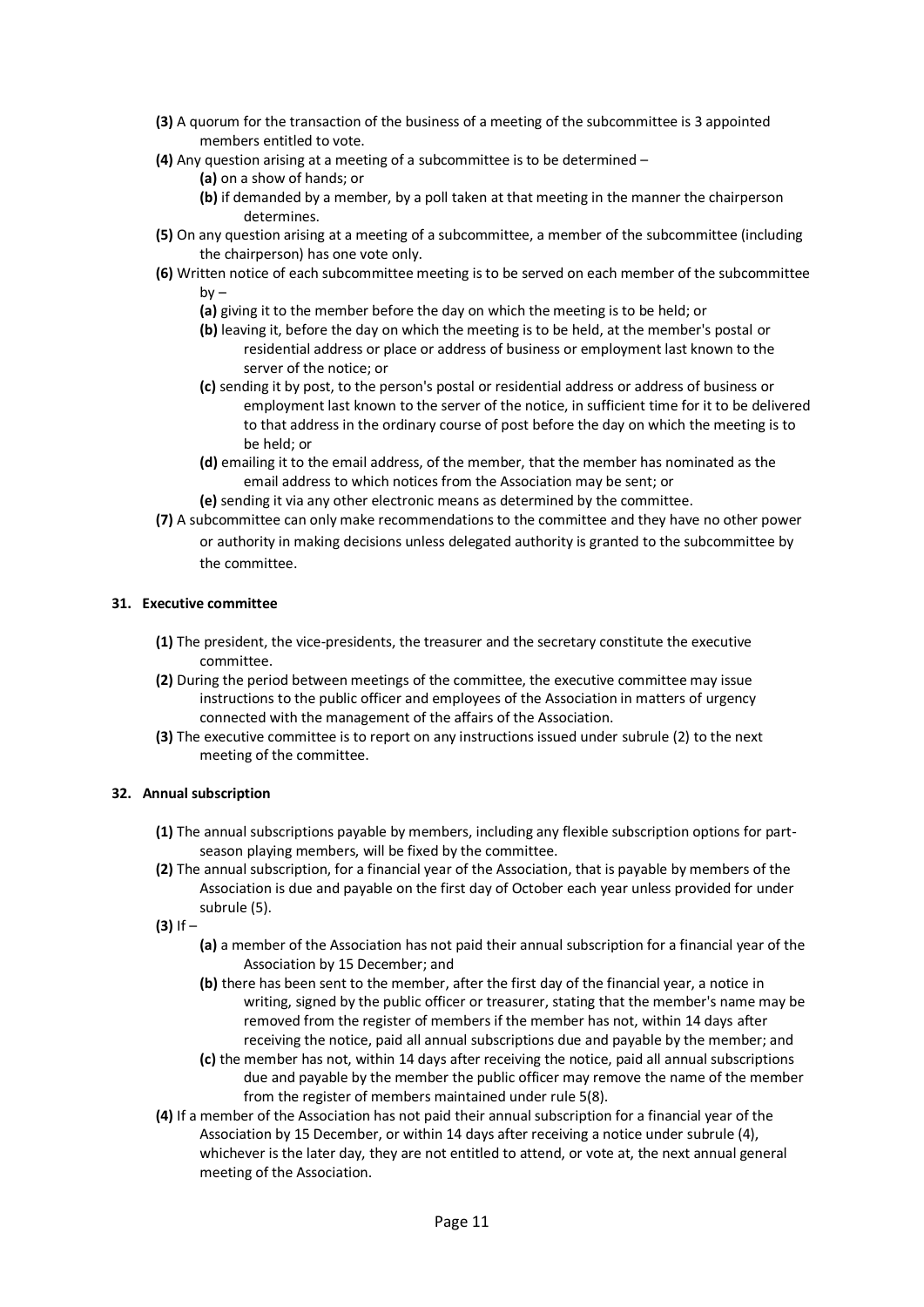**(3)** A quorum for the transaction of the business of a meeting of the subcommittee is 3 appointed members entitled to vote.

**(4)** Any question arising at a meeting of a subcommittee is to be determined –

- **(a)** on a show of hands; or
- **(b)** if demanded by a member, by a poll taken at that meeting in the manner the chairperson determines.

**(5)** On any question arising at a meeting of a subcommittee, a member of the subcommittee (including the chairperson) has one vote only.

**(6)** Written notice of each subcommittee meeting is to be served on each member of the subcommittee by –

- **(a)** giving it to the member before the day on which the meeting is to be held; or
- **(b)** leaving it, before the day on which the meeting is to be held, at the member's postal or residential address or place or address of business or employment last known to the server of the notice; or
- **(c)** sending it by post, to the person's postal or residential address or address of business or employment last known to the server of the notice, in sufficient time for it to be delivered to that address in the ordinary course of post before the day on which the meeting is to be held; or
- **(d)** emailing it to the email address, of the member, that the member has nominated as the email address to which notices from the Association may be sent; or
- **(e)** sending it via any other electronic means as determined by the committee.

**(7)** A subcommittee can only make recommendations to the committee and they have no other power or authority in making decisions unless delegated authority is granted to the subcommittee by the committee.

**31. Executive committee**

**(1)** The president, the vice-presidents, the treasurer and the secretary constitute the executive committee.

**(2)** During the period between meetings of the committee, the executive committee may issue instructions to the public officer and employees of the Association in matters of urgency connected with the management of the affairs of the Association.

**(3)** The executive committee is to report on any instructions issued under subrule (2) to the next meeting of the committee.

**32. Annual subscription**

**(1)** The annual subscriptions payable by members, including any flexible subscription options for part-season playing members, will be fixed by the committee.

**(2)** The annual subscription, for a financial year of the Association, that is payable by members of the Association is due and payable on the first day of October each year unless provided for under subrule (5).

**(3)** If –

- **(a)** a member of the Association has not paid their annual subscription for a financial year of the Association by 15 December; and
- **(b)** there has been sent to the member, after the first day of the financial year, a notice in writing, signed by the public officer or treasurer, stating that the member's name may be removed from the register of members if the member has not, within 14 days after receiving the notice, paid all annual subscriptions due and payable by the member; and
- **(c)** the member has not, within 14 days after receiving the notice, paid all annual subscriptions due and payable by the member the public officer may remove the name of the member from the register of members maintained under rule 5(8).

**(4)** If a member of the Association has not paid their annual subscription for a financial year of the Association by 15 December, or within 14 days after receiving a notice under subrule (4), whichever is the later day, they are not entitled to attend, or vote at, the next annual general meeting of the Association.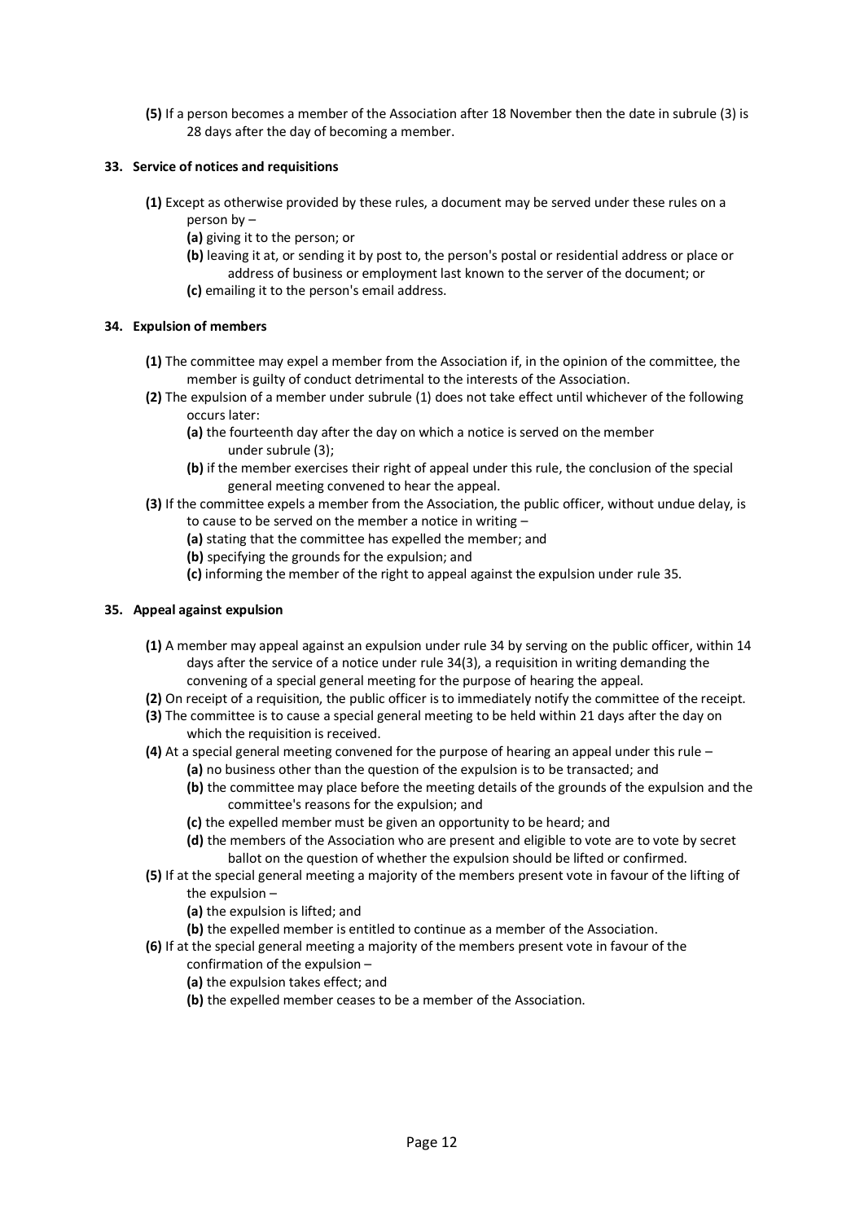**(5)** If a person becomes a member of the Association after 18 November then the date in subrule (3) is 28 days after the day of becoming a member.

**33. Service of notices and requisitions**

**(1)** Except as otherwise provided by these rules, a document may be served under these rules on a person by –

**(a)** giving it to the person; or

**(b)** leaving it at, or sending it by post to, the person's postal or residential address or place or address of business or employment last known to the server of the document; or

**(c)** emailing it to the person's email address.

**34. Expulsion of members**

**(1)** The committee may expel a member from the Association if, in the opinion of the committee, the member is guilty of conduct detrimental to the interests of the Association.

**(2)** The expulsion of a member under subrule (1) does not take effect until whichever of the following occurs later:

**(a)** the fourteenth day after the day on which a notice is served on the member under subrule (3);

**(b)** if the member exercises their right of appeal under this rule, the conclusion of the special general meeting convened to hear the appeal.

**(3)** If the committee expels a member from the Association, the public officer, without undue delay, is to cause to be served on the member a notice in writing –

**(a)** stating that the committee has expelled the member; and

**(b)** specifying the grounds for the expulsion; and

**(c)** informing the member of the right to appeal against the expulsion under rule 35.

**35. Appeal against expulsion**

**(1)** A member may appeal against an expulsion under rule 34 by serving on the public officer, within 14 days after the service of a notice under rule 34(3), a requisition in writing demanding the convening of a special general meeting for the purpose of hearing the appeal.

**(2)** On receipt of a requisition, the public officer is to immediately notify the committee of the receipt.

**(3)** The committee is to cause a special general meeting to be held within 21 days after the day on which the requisition is received.

**(4)** At a special general meeting convened for the purpose of hearing an appeal under this rule –

**(a)** no business other than the question of the expulsion is to be transacted; and

**(b)** the committee may place before the meeting details of the grounds of the expulsion and the committee's reasons for the expulsion; and

**(c)** the expelled member must be given an opportunity to be heard; and

**(d)** the members of the Association who are present and eligible to vote are to vote by secret ballot on the question of whether the expulsion should be lifted or confirmed.

**(5)** If at the special general meeting a majority of the members present vote in favour of the lifting of the expulsion –

**(a)** the expulsion is lifted; and

**(b)** the expelled member is entitled to continue as a member of the Association.

**(6)** If at the special general meeting a majority of the members present vote in favour of the confirmation of the expulsion –

**(a)** the expulsion takes effect; and

**(b)** the expelled member ceases to be a member of the Association.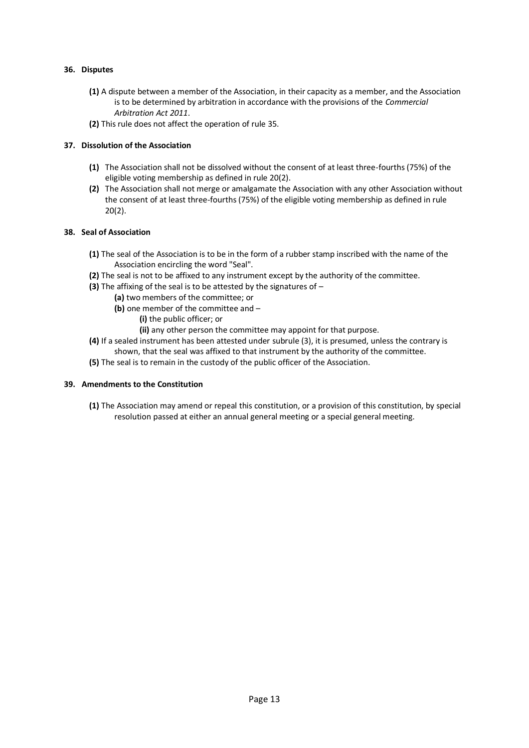### 36. Disputes

**(1)** A dispute between a member of the Association, in their capacity as a member, and the Association is to be determined by arbitration in accordance with the provisions of the *Commercial Arbitration Act 2011*.

**(2)** This rule does not affect the operation of rule 35.

### 37. Dissolution of the Association

**(1)** The Association shall not be dissolved without the consent of at least three-fourths (75%) of the eligible voting membership as defined in rule 20(2).

**(2)** The Association shall not merge or amalgamate the Association with any other Association without the consent of at least three-fourths (75%) of the eligible voting membership as defined in rule 20(2).

### 38. Seal of Association

**(1)** The seal of the Association is to be in the form of a rubber stamp inscribed with the name of the Association encircling the word "Seal".

**(2)** The seal is not to be affixed to any instrument except by the authority of the committee.

**(3)** The affixing of the seal is to be attested by the signatures of –

- **(a)** two members of the committee; or
- **(b)** one member of the committee and –
  - **(i)** the public officer; or
  - **(ii)** any other person the committee may appoint for that purpose.

**(4)** If a sealed instrument has been attested under subrule (3), it is presumed, unless the contrary is shown, that the seal was affixed to that instrument by the authority of the committee.

**(5)** The seal is to remain in the custody of the public officer of the Association.

### 39. Amendments to the Constitution

**(1)** The Association may amend or repeal this constitution, or a provision of this constitution, by special resolution passed at either an annual general meeting or a special general meeting.